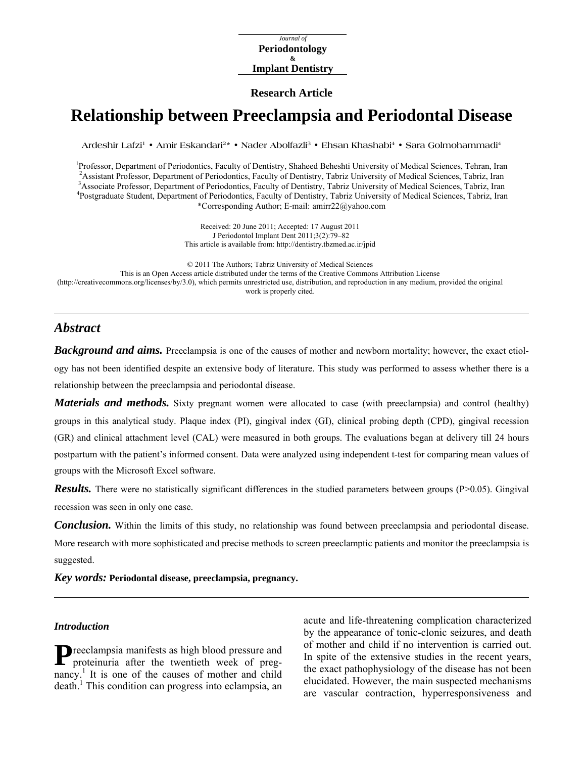Journal of
**Periodontology**
**&**
**Implant Dentistry**

**Research Article**

# Relationship between Preeclampsia and Periodontal Disease

Ardeshir Lafzi[1] • Amir Eskandari[2]* • Nader Abolfazli[3] • Ehsan Khashabi[4] • Sara Golmohammadi[4]

[1]Professor, Department of Periodontics, Faculty of Dentistry, Shaheed Beheshti University of Medical Sciences, Tehran, Iran
[2]Assistant Professor, Department of Periodontics, Faculty of Dentistry, Tabriz University of Medical Sciences, Tabriz, Iran
[3]Associate Professor, Department of Periodontics, Faculty of Dentistry, Tabriz University of Medical Sciences, Tabriz, Iran
[4]Postgraduate Student, Department of Periodontics, Faculty of Dentistry, Tabriz University of Medical Sciences, Tabriz, Iran
*Corresponding Author; E-mail: amirr22@yahoo.com

Received: 20 June 2011; Accepted: 17 August 2011
J Periodontol Implant Dent 2011;3(2):79–82
This article is available from: http://dentistry.tbzmed.ac.ir/jpid

© 2011 The Authors; Tabriz University of Medical Sciences
This is an Open Access article distributed under the terms of the Creative Commons Attribution License (http://creativecommons.org/licenses/by/3.0), which permits unrestricted use, distribution, and reproduction in any medium, provided the original work is properly cited.

## Abstract

***Background and aims.*** Preeclampsia is one of the causes of mother and newborn mortality; however, the exact etiology has not been identified despite an extensive body of literature. This study was performed to assess whether there is a relationship between the preeclampsia and periodontal disease.

***Materials and methods.*** Sixty pregnant women were allocated to case (with preeclampsia) and control (healthy) groups in this analytical study. Plaque index (PI), gingival index (GI), clinical probing depth (CPD), gingival recession (GR) and clinical attachment level (CAL) were measured in both groups. The evaluations began at delivery till 24 hours postpartum with the patient's informed consent. Data were analyzed using independent t-test for comparing mean values of groups with the Microsoft Excel software.

***Results.*** There were no statistically significant differences in the studied parameters between groups ($P>0.05$). Gingival recession was seen in only one case.

***Conclusion.*** Within the limits of this study, no relationship was found between preeclampsia and periodontal disease. More research with more sophisticated and precise methods to screen preeclamptic patients and monitor the preeclampsia is suggested.

***Key words:*** **Periodontal disease, preeclampsia, pregnancy.**

### *Introduction*

Preeclampsia manifests as high blood pressure and proteinuria after the twentieth week of pregnancy.[1] It is one of the causes of mother and child death.[1] This condition can progress into eclampsia, an acute and life-threatening complication characterized by the appearance of tonic-clonic seizures, and death of mother and child if no intervention is carried out. In spite of the extensive studies in the recent years, the exact pathophysiology of the disease has not been elucidated. However, the main suspected mechanisms are vascular contraction, hyperresponsiveness and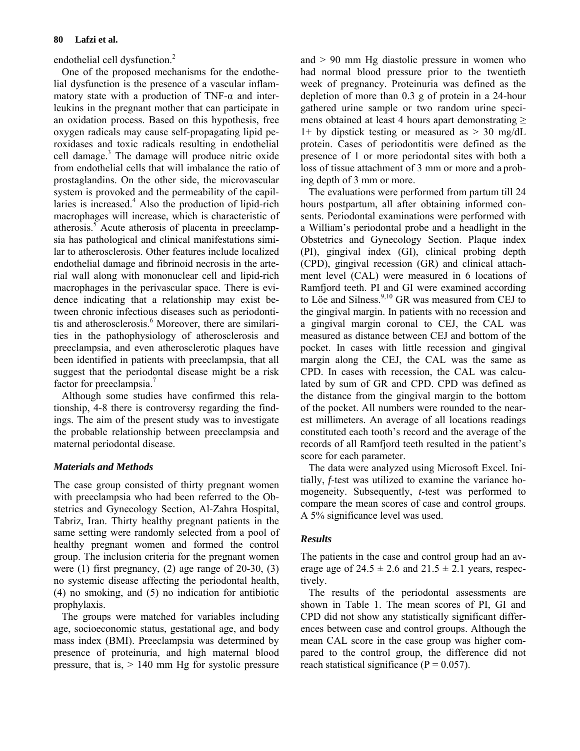endothelial cell dysfunction.[2]

One of the proposed mechanisms for the endothelial dysfunction is the presence of a vascular inflammatory state with a production of TNF-α and interleukins in the pregnant mother that can participate in an oxidation process. Based on this hypothesis, free oxygen radicals may cause self-propagating lipid peroxidases and toxic radicals resulting in endothelial cell damage.[3] The damage will produce nitric oxide from endothelial cells that will imbalance the ratio of prostaglandins. On the other side, the microvascular system is provoked and the permeability of the capillaries is increased.[4] Also the production of lipid-rich macrophages will increase, which is characteristic of atherosis.[5] Acute atherosis of placenta in preeclampsia has pathological and clinical manifestations similar to atherosclerosis. Other features include localized endothelial damage and fibrinoid necrosis in the arterial wall along with mononuclear cell and lipid-rich macrophages in the perivascular space. There is evidence indicating that a relationship may exist between chronic infectious diseases such as periodontitis and atherosclerosis.[6] Moreover, there are similarities in the pathophysiology of atherosclerosis and preeclampsia, and even atherosclerotic plaques have been identified in patients with preeclampsia, that all suggest that the periodontal disease might be a risk factor for preeclampsia.[7]

Although some studies have confirmed this relationship, 4-8 there is controversy regarding the findings. The aim of the present study was to investigate the probable relationship between preeclampsia and maternal periodontal disease.

## *Materials and Methods*

The case group consisted of thirty pregnant women with preeclampsia who had been referred to the Obstetrics and Gynecology Section, Al-Zahra Hospital, Tabriz, Iran. Thirty healthy pregnant patients in the same setting were randomly selected from a pool of healthy pregnant women and formed the control group. The inclusion criteria for the pregnant women were (1) first pregnancy, (2) age range of 20-30, (3) no systemic disease affecting the periodontal health, (4) no smoking, and (5) no indication for antibiotic prophylaxis.

The groups were matched for variables including age, socioeconomic status, gestational age, and body mass index (BMI). Preeclampsia was determined by presence of proteinuria, and high maternal blood pressure, that is, > 140 mm Hg for systolic pressure and > 90 mm Hg diastolic pressure in women who had normal blood pressure prior to the twentieth week of pregnancy. Proteinuria was defined as the depletion of more than 0.3 g of protein in a 24-hour gathered urine sample or two random urine specimens obtained at least 4 hours apart demonstrating ≥ 1+ by dipstick testing or measured as > 30 mg/dL protein. Cases of periodontitis were defined as the presence of 1 or more periodontal sites with both a loss of tissue attachment of 3 mm or more and a probing depth of 3 mm or more.

The evaluations were performed from partum till 24 hours postpartum, all after obtaining informed consents. Periodontal examinations were performed with a William's periodontal probe and a headlight in the Obstetrics and Gynecology Section. Plaque index (PI), gingival index (GI), clinical probing depth (CPD), gingival recession (GR) and clinical attachment level (CAL) were measured in 6 locations of Ramfjord teeth. PI and GI were examined according to Löe and Silness.[9,10] GR was measured from CEJ to the gingival margin. In patients with no recession and a gingival margin coronal to CEJ, the CAL was measured as distance between CEJ and bottom of the pocket. In cases with little recession and gingival margin along the CEJ, the CAL was the same as CPD. In cases with recession, the CAL was calculated by sum of GR and CPD. CPD was defined as the distance from the gingival margin to the bottom of the pocket. All numbers were rounded to the nearest millimeters. An average of all locations readings constituted each tooth's record and the average of the records of all Ramfjord teeth resulted in the patient's score for each parameter.

The data were analyzed using Microsoft Excel. Initially, *f*-test was utilized to examine the variance homogeneity. Subsequently, *t*-test was performed to compare the mean scores of case and control groups. A 5% significance level was used.

## *Results*

The patients in the case and control group had an average age of 24.5 ± 2.6 and 21.5 ± 2.1 years, respectively.

The results of the periodontal assessments are shown in Table 1. The mean scores of PI, GI and CPD did not show any statistically significant differences between case and control groups. Although the mean CAL score in the case group was higher compared to the control group, the difference did not reach statistical significance ($P = 0.057$).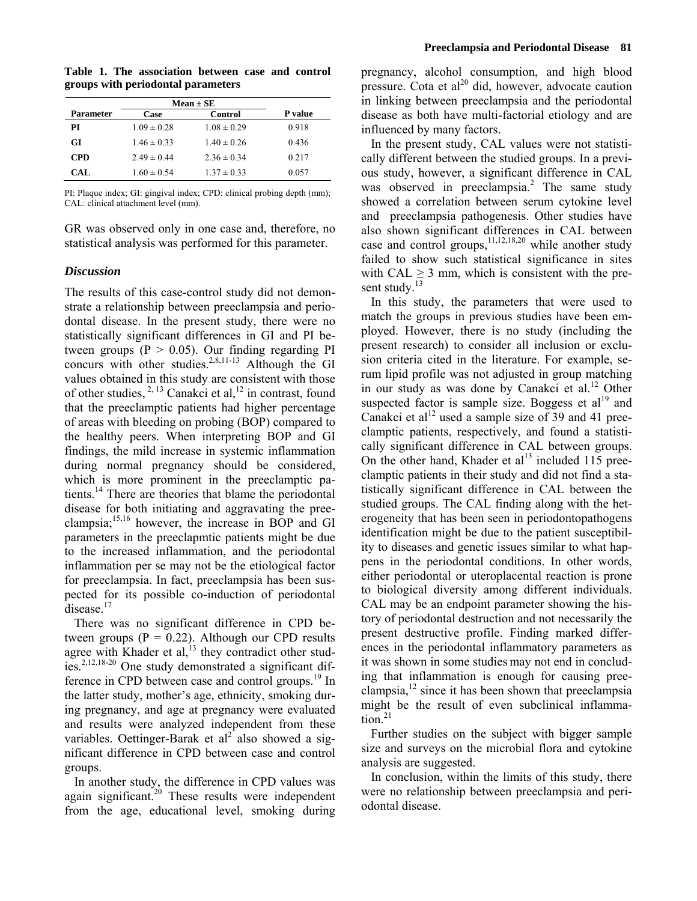**Table 1. The association between case and control groups with periodontal parameters**

| Parameter | Mean ± SE | | P value |
|---|---|---|---|
| | Case | Control | |
| **PI** | 1.09 ± 0.28 | 1.08 ± 0.29 | 0.918 |
| **GI** | 1.46 ± 0.33 | 1.40 ± 0.26 | 0.436 |
| **CPD** | 2.49 ± 0.44 | 2.36 ± 0.34 | 0.217 |
| **CAL** | 1.60 ± 0.54 | 1.37 ± 0.33 | 0.057 |

PI: Plaque index; GI: gingival index; CPD: clinical probing depth (mm); CAL: clinical attachment level (mm).

GR was observed only in one case and, therefore, no statistical analysis was performed for this parameter.

### *Discussion*

The results of this case-control study did not demonstrate a relationship between preeclampsia and periodontal disease. In the present study, there were no statistically significant differences in GI and PI between groups ($P > 0.05$). Our finding regarding PI concurs with other studies.[2,8,11-13] Although the GI values obtained in this study are consistent with those of other studies,[2,13] Canakci et al,[12] in contrast, found that the preeclamptic patients had higher percentage of areas with bleeding on probing (BOP) compared to the healthy peers. When interpreting BOP and GI findings, the mild increase in systemic inflammation during normal pregnancy should be considered, which is more prominent in the preeclamptic patients.[14] There are theories that blame the periodontal disease for both initiating and aggravating the preeclampsia;[15,16] however, the increase in BOP and GI parameters in the preeclapmtic patients might be due to the increased inflammation, and the periodontal inflammation per se may not be the etiological factor for preeclampsia. In fact, preeclampsia has been suspected for its possible co-induction of periodontal disease.[17]

There was no significant difference in CPD between groups ($P = 0.22$). Although our CPD results agree with Khader et al,[13] they contradict other studies.[2,12,18-20] One study demonstrated a significant difference in CPD between case and control groups.[19] In the latter study, mother's age, ethnicity, smoking during pregnancy, and age at pregnancy were evaluated and results were analyzed independent from these variables. Oettinger-Barak et al[2] also showed a significant difference in CPD between case and control groups.

In another study, the difference in CPD values was again significant.[20] These results were independent from the age, educational level, smoking during pregnancy, alcohol consumption, and high blood pressure. Cota et al[20] did, however, advocate caution in linking between preeclampsia and the periodontal disease as both have multi-factorial etiology and are influenced by many factors.

In the present study, CAL values were not statistically different between the studied groups. In a previous study, however, a significant difference in CAL was observed in preeclampsia.[2] The same study showed a correlation between serum cytokine level and preeclampsia pathogenesis. Other studies have also shown significant differences in CAL between case and control groups,[11,12,18,20] while another study failed to show such statistical significance in sites with CAL $\geq$ 3 mm, which is consistent with the present study.[13]

In this study, the parameters that were used to match the groups in previous studies have been employed. However, there is no study (including the present research) to consider all inclusion or exclusion criteria cited in the literature. For example, serum lipid profile was not adjusted in group matching in our study as was done by Canakci et al.[12] Other suspected factor is sample size. Boggess et al[19] and Canakci et al[12] used a sample size of 39 and 41 preeclamptic patients, respectively, and found a statistically significant difference in CAL between groups. On the other hand, Khader et al[13] included 115 preeclamptic patients in their study and did not find a statistically significant difference in CAL between the studied groups. The CAL finding along with the heterogeneity that has been seen in periodontopathogens identification might be due to the patient susceptibility to diseases and genetic issues similar to what happens in the periodontal conditions. In other words, either periodontal or uteroplacental reaction is prone to biological diversity among different individuals. CAL may be an endpoint parameter showing the history of periodontal destruction and not necessarily the present destructive profile. Finding marked differences in the periodontal inflammatory parameters as it was shown in some studies may not end in concluding that inflammation is enough for causing preeclampsia,[12] since it has been shown that preeclampsia might be the result of even subclinical inflammation.[21]

Further studies on the subject with bigger sample size and surveys on the microbial flora and cytokine analysis are suggested.

In conclusion, within the limits of this study, there were no relationship between preeclampsia and periodontal disease.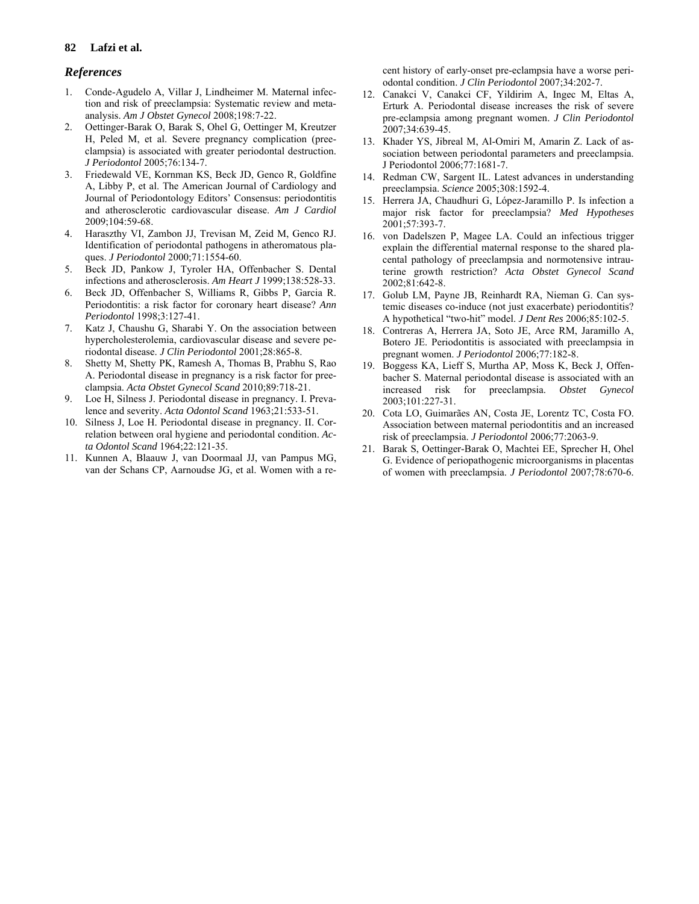## *References*

1. Conde-Agudelo A, Villar J, Lindheimer M. Maternal infection and risk of preeclampsia: Systematic review and meta-analysis. *Am J Obstet Gynecol* 2008;198:7-22.
2. Oettinger-Barak O, Barak S, Ohel G, Oettinger M, Kreutzer H, Peled M, et al. Severe pregnancy complication (preeclampsia) is associated with greater periodontal destruction. *J Periodontol* 2005;76:134-7.
3. Friedewald VE, Kornman KS, Beck JD, Genco R, Goldfine A, Libby P, et al. The American Journal of Cardiology and Journal of Periodontology Editors' Consensus: periodontitis and atherosclerotic cardiovascular disease. *Am J Cardiol* 2009;104:59-68.
4. Haraszthy VI, Zambon JJ, Trevisan M, Zeid M, Genco RJ. Identification of periodontal pathogens in atheromatous plaques. *J Periodontol* 2000;71:1554-60.
5. Beck JD, Pankow J, Tyroler HA, Offenbacher S. Dental infections and atherosclerosis. *Am Heart J* 1999;138:528-33.
6. Beck JD, Offenbacher S, Williams R, Gibbs P, Garcia R. Periodontitis: a risk factor for coronary heart disease? *Ann Periodontol* 1998;3:127-41.
7. Katz J, Chaushu G, Sharabi Y. On the association between hypercholesterolemia, cardiovascular disease and severe periodontal disease. *J Clin Periodontol* 2001;28:865-8.
8. Shetty M, Shetty PK, Ramesh A, Thomas B, Prabhu S, Rao A. Periodontal disease in pregnancy is a risk factor for preeclampsia. *Acta Obstet Gynecol Scand* 2010;89:718-21.
9. Loe H, Silness J. Periodontal disease in pregnancy. I. Prevalence and severity. *Acta Odontol Scand* 1963;21:533-51.
10. Silness J, Loe H. Periodontal disease in pregnancy. II. Correlation between oral hygiene and periodontal condition. *Acta Odontol Scand* 1964;22:121-35.
11. Kunnen A, Blaauw J, van Doormaal JJ, van Pampus MG, van der Schans CP, Aarnoudse JG, et al. Women with a recent history of early-onset pre-eclampsia have a worse periodontal condition. *J Clin Periodontol* 2007;34:202-7.
12. Canakci V, Canakci CF, Yildirim A, Ingec M, Eltas A, Erturk A. Periodontal disease increases the risk of severe pre-eclampsia among pregnant women. *J Clin Periodontol* 2007;34:639-45.
13. Khader YS, Jibreal M, Al-Omiri M, Amarin Z. Lack of association between periodontal parameters and preeclampsia. J Periodontol 2006;77:1681-7.
14. Redman CW, Sargent IL. Latest advances in understanding preeclampsia. *Science* 2005;308:1592-4.
15. Herrera JA, Chaudhuri G, López-Jaramillo P. Is infection a major risk factor for preeclampsia? *Med Hypotheses* 2001;57:393-7.
16. von Dadelszen P, Magee LA. Could an infectious trigger explain the differential maternal response to the shared placental pathology of preeclampsia and normotensive intrauterine growth restriction? *Acta Obstet Gynecol Scand* 2002;81:642-8.
17. Golub LM, Payne JB, Reinhardt RA, Nieman G. Can systemic diseases co-induce (not just exacerbate) periodontitis? A hypothetical "two-hit" model. *J Dent Res* 2006;85:102-5.
18. Contreras A, Herrera JA, Soto JE, Arce RM, Jaramillo A, Botero JE. Periodontitis is associated with preeclampsia in pregnant women. *J Periodontol* 2006;77:182-8.
19. Boggess KA, Lieff S, Murtha AP, Moss K, Beck J, Offenbacher S. Maternal periodontal disease is associated with an increased risk for preeclampsia. *Obstet Gynecol* 2003;101:227-31.
20. Cota LO, Guimarães AN, Costa JE, Lorentz TC, Costa FO. Association between maternal periodontitis and an increased risk of preeclampsia. *J Periodontol* 2006;77:2063-9.
21. Barak S, Oettinger-Barak O, Machtei EE, Sprecher H, Ohel G. Evidence of periopathogenic microorganisms in placentas of women with preeclampsia. *J Periodontol* 2007;78:670-6.